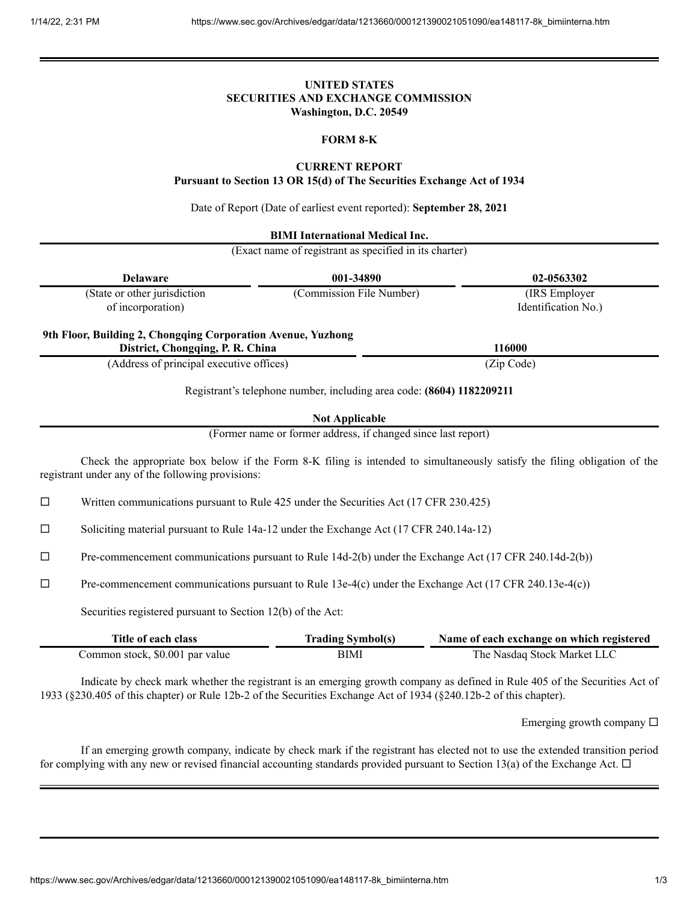**UNITED STATES**
**SECURITIES AND EXCHANGE COMMISSION**
**Washington, D.C. 20549**

**FORM 8-K**

**CURRENT REPORT**
**Pursuant to Section 13 OR 15(d) of The Securities Exchange Act of 1934**

Date of Report (Date of earliest event reported): **September 28, 2021**

**BIMI International Medical Inc.**
(Exact name of registrant as specified in its charter)

| **Delaware** | **001-34890** | **02-0563302** |
|---|---|---|
| (State or other jurisdiction of incorporation) | (Commission File Number) | (IRS Employer Identification No.) |

| **9th Floor, Building 2, Chongqing Corporation Avenue, Yuzhong District, Chongqing, P. R. China** | **116000** |
|---|---|
| (Address of principal executive offices) | (Zip Code) |

Registrant's telephone number, including area code: **(8604) 1182209211**

**Not Applicable**
(Former name or former address, if changed since last report)

Check the appropriate box below if the Form 8-K filing is intended to simultaneously satisfy the filing obligation of the registrant under any of the following provisions:

☐ Written communications pursuant to Rule 425 under the Securities Act (17 CFR 230.425)

☐ Soliciting material pursuant to Rule 14a-12 under the Exchange Act (17 CFR 240.14a-12)

☐ Pre-commencement communications pursuant to Rule 14d-2(b) under the Exchange Act (17 CFR 240.14d-2(b))

☐ Pre-commencement communications pursuant to Rule 13e-4(c) under the Exchange Act (17 CFR 240.13e-4(c))

Securities registered pursuant to Section 12(b) of the Act:

| Title of each class | Trading Symbol(s) | Name of each exchange on which registered |
|---|---|---|
| Common stock, $0.001 par value | BIMI | The Nasdaq Stock Market LLC |

Indicate by check mark whether the registrant is an emerging growth company as defined in Rule 405 of the Securities Act of 1933 (§230.405 of this chapter) or Rule 12b-2 of the Securities Exchange Act of 1934 (§240.12b-2 of this chapter).

Emerging growth company ☐

If an emerging growth company, indicate by check mark if the registrant has elected not to use the extended transition period for complying with any new or revised financial accounting standards provided pursuant to Section 13(a) of the Exchange Act. ☐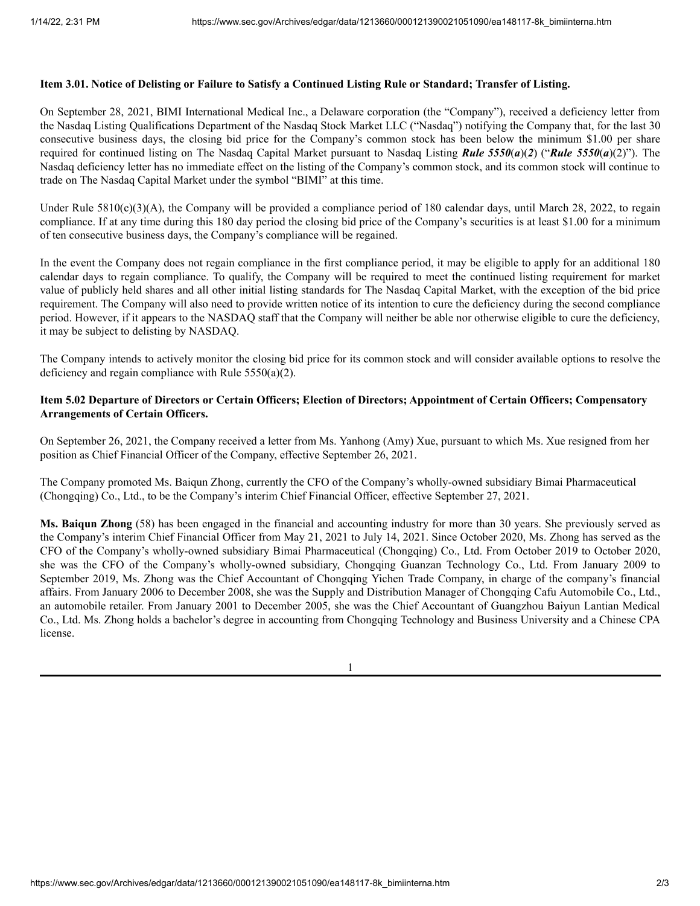**Item 3.01. Notice of Delisting or Failure to Satisfy a Continued Listing Rule or Standard; Transfer of Listing.**

On September 28, 2021, BIMI International Medical Inc., a Delaware corporation (the "Company"), received a deficiency letter from the Nasdaq Listing Qualifications Department of the Nasdaq Stock Market LLC ("Nasdaq") notifying the Company that, for the last 30 consecutive business days, the closing bid price for the Company's common stock has been below the minimum $1.00 per share required for continued listing on The Nasdaq Capital Market pursuant to Nasdaq Listing ***Rule 5550*(*a*)(*2*)** ("***Rule 5550*(*a*)**(2)"). The Nasdaq deficiency letter has no immediate effect on the listing of the Company's common stock, and its common stock will continue to trade on The Nasdaq Capital Market under the symbol "BIMI" at this time.

Under Rule 5810(c)(3)(A), the Company will be provided a compliance period of 180 calendar days, until March 28, 2022, to regain compliance. If at any time during this 180 day period the closing bid price of the Company's securities is at least $1.00 for a minimum of ten consecutive business days, the Company's compliance will be regained.

In the event the Company does not regain compliance in the first compliance period, it may be eligible to apply for an additional 180 calendar days to regain compliance. To qualify, the Company will be required to meet the continued listing requirement for market value of publicly held shares and all other initial listing standards for The Nasdaq Capital Market, with the exception of the bid price requirement. The Company will also need to provide written notice of its intention to cure the deficiency during the second compliance period. However, if it appears to the NASDAQ staff that the Company will neither be able nor otherwise eligible to cure the deficiency, it may be subject to delisting by NASDAQ.

The Company intends to actively monitor the closing bid price for its common stock and will consider available options to resolve the deficiency and regain compliance with Rule 5550(a)(2).

**Item 5.02 Departure of Directors or Certain Officers; Election of Directors; Appointment of Certain Officers; Compensatory Arrangements of Certain Officers.**

On September 26, 2021, the Company received a letter from Ms. Yanhong (Amy) Xue, pursuant to which Ms. Xue resigned from her position as Chief Financial Officer of the Company, effective September 26, 2021.

The Company promoted Ms. Baiqun Zhong, currently the CFO of the Company's wholly-owned subsidiary Bimai Pharmaceutical (Chongqing) Co., Ltd., to be the Company's interim Chief Financial Officer, effective September 27, 2021.

**Ms. Baiqun Zhong** (58) has been engaged in the financial and accounting industry for more than 30 years. She previously served as the Company's interim Chief Financial Officer from May 21, 2021 to July 14, 2021. Since October 2020, Ms. Zhong has served as the CFO of the Company's wholly-owned subsidiary Bimai Pharmaceutical (Chongqing) Co., Ltd. From October 2019 to October 2020, she was the CFO of the Company's wholly-owned subsidiary, Chongqing Guanzan Technology Co., Ltd. From January 2009 to September 2019, Ms. Zhong was the Chief Accountant of Chongqing Yichen Trade Company, in charge of the company's financial affairs. From January 2006 to December 2008, she was the Supply and Distribution Manager of Chongqing Cafu Automobile Co., Ltd., an automobile retailer. From January 2001 to December 2005, she was the Chief Accountant of Guangzhou Baiyun Lantian Medical Co., Ltd. Ms. Zhong holds a bachelor's degree in accounting from Chongqing Technology and Business University and a Chinese CPA license.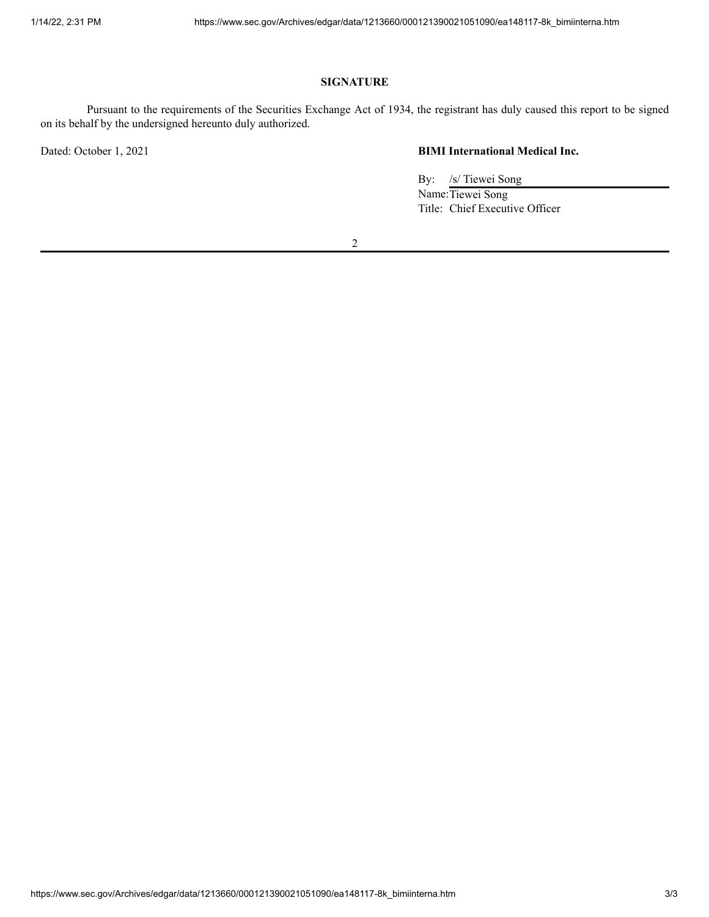## SIGNATURE

Pursuant to the requirements of the Securities Exchange Act of 1934, the registrant has duly caused this report to be signed on its behalf by the undersigned hereunto duly authorized.

Dated: October 1, 2021

**BIMI International Medical Inc.**

By: /s/ Tiewei Song
Name: Tiewei Song
Title: Chief Executive Officer